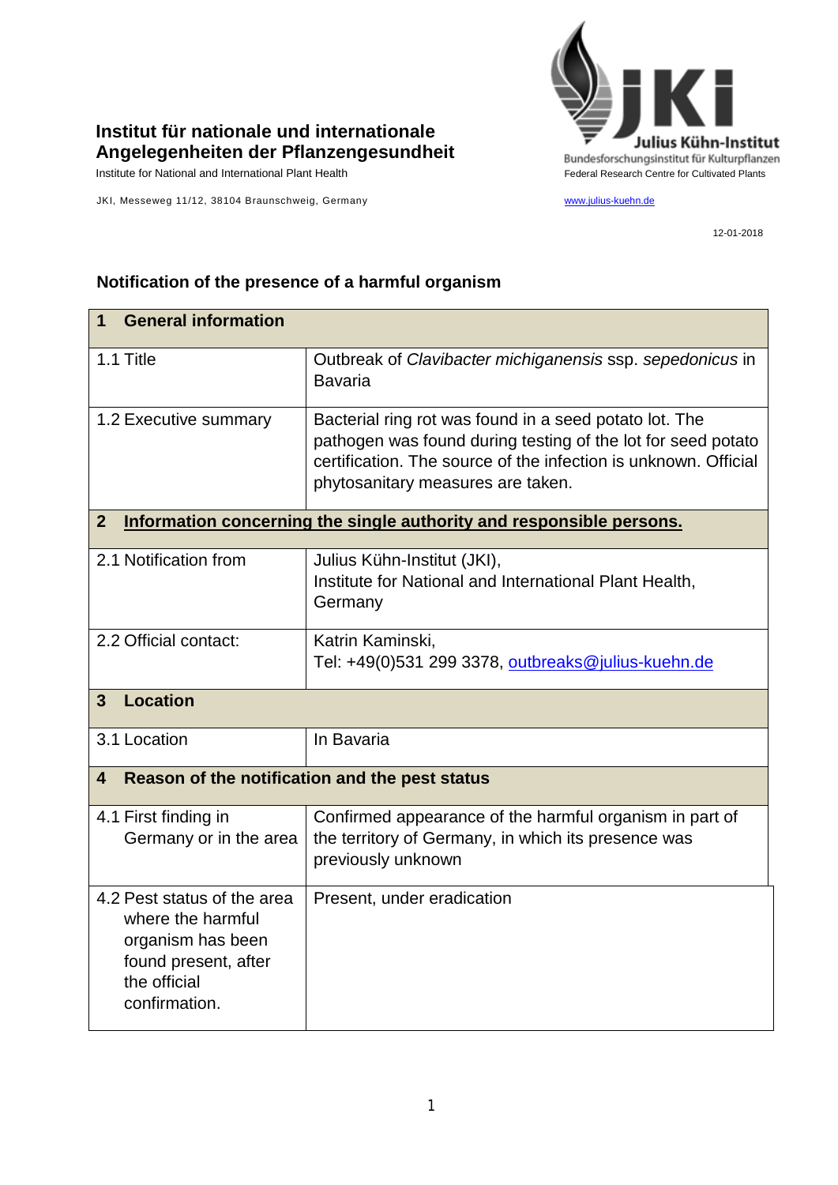**Institut für nationale und internationale Angelegenheiten der Pflanzengesundheit**

Institute for National and International Plant Health

JKI, Messeweg 11/12, 38104 Braunschweig, Germany

**Julius Kühn-Institut**
Bundesforschungsinstitut für Kulturpflanzen
Federal Research Centre for Cultivated Plants

www.julius-kuehn.de

12-01-2018

## Notification of the presence of a harmful organism

| **1 General information** | |
|---|---|
| 1.1 Title | Outbreak of *Clavibacter michiganensis* ssp. *sepedonicus* in Bavaria |
| 1.2 Executive summary | Bacterial ring rot was found in a seed potato lot. The pathogen was found during testing of the lot for seed potato certification. The source of the infection is unknown. Official phytosanitary measures are taken. |
| **2 Information concerning the single authority and responsible persons.** | |
| 2.1 Notification from | Julius Kühn-Institut (JKI), Institute for National and International Plant Health, Germany |
| 2.2 Official contact: | Katrin Kaminski, Tel: +49(0)531 299 3378, outbreaks@julius-kuehn.de |
| **3 Location** | |
| 3.1 Location | In Bavaria |
| **4 Reason of the notification and the pest status** | |
| 4.1 First finding in Germany or in the area | Confirmed appearance of the harmful organism in part of the territory of Germany, in which its presence was previously unknown |
| 4.2 Pest status of the area where the harmful organism has been found present, after the official confirmation. | Present, under eradication |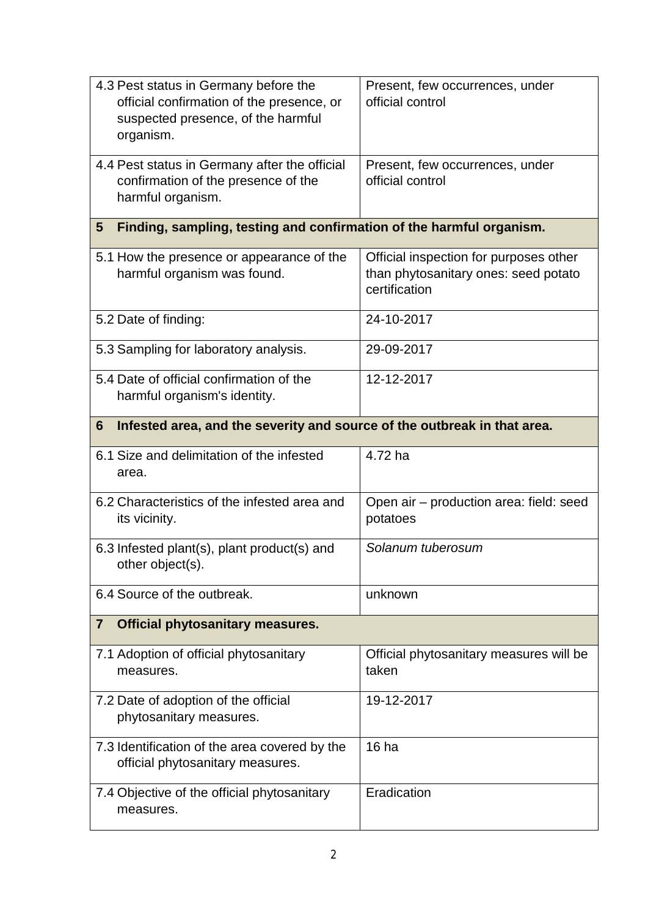| | |
|---|---|
| 4.3 Pest status in Germany before the official confirmation of the presence, or suspected presence, of the harmful organism. | Present, few occurrences, under official control |
| 4.4 Pest status in Germany after the official confirmation of the presence of the harmful organism. | Present, few occurrences, under official control |
| **5 Finding, sampling, testing and confirmation of the harmful organism.** | |
| 5.1 How the presence or appearance of the harmful organism was found. | Official inspection for purposes other than phytosanitary ones: seed potato certification |
| 5.2 Date of finding: | 24-10-2017 |
| 5.3 Sampling for laboratory analysis. | 29-09-2017 |
| 5.4 Date of official confirmation of the harmful organism's identity. | 12-12-2017 |
| **6 Infested area, and the severity and source of the outbreak in that area.** | |
| 6.1 Size and delimitation of the infested area. | 4.72 ha |
| 6.2 Characteristics of the infested area and its vicinity. | Open air – production area: field: seed potatoes |
| 6.3 Infested plant(s), plant product(s) and other object(s). | *Solanum tuberosum* |
| 6.4 Source of the outbreak. | unknown |
| **7 Official phytosanitary measures.** | |
| 7.1 Adoption of official phytosanitary measures. | Official phytosanitary measures will be taken |
| 7.2 Date of adoption of the official phytosanitary measures. | 19-12-2017 |
| 7.3 Identification of the area covered by the official phytosanitary measures. | 16 ha |
| 7.4 Objective of the official phytosanitary measures. | Eradication |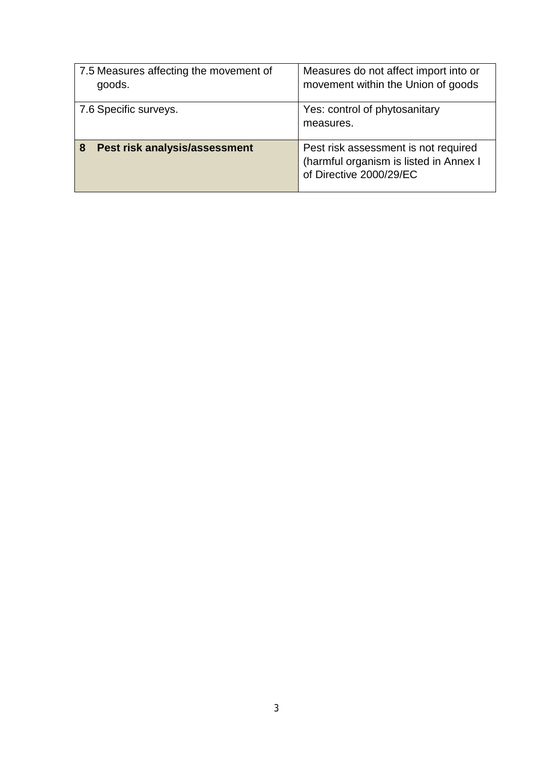| | |
|---|---|
| 7.5 Measures affecting the movement of goods. | Measures do not affect import into or movement within the Union of goods |
| 7.6 Specific surveys. | Yes: control of phytosanitary measures. |
| **8 Pest risk analysis/assessment** | Pest risk assessment is not required (harmful organism is listed in Annex I of Directive 2000/29/EC |